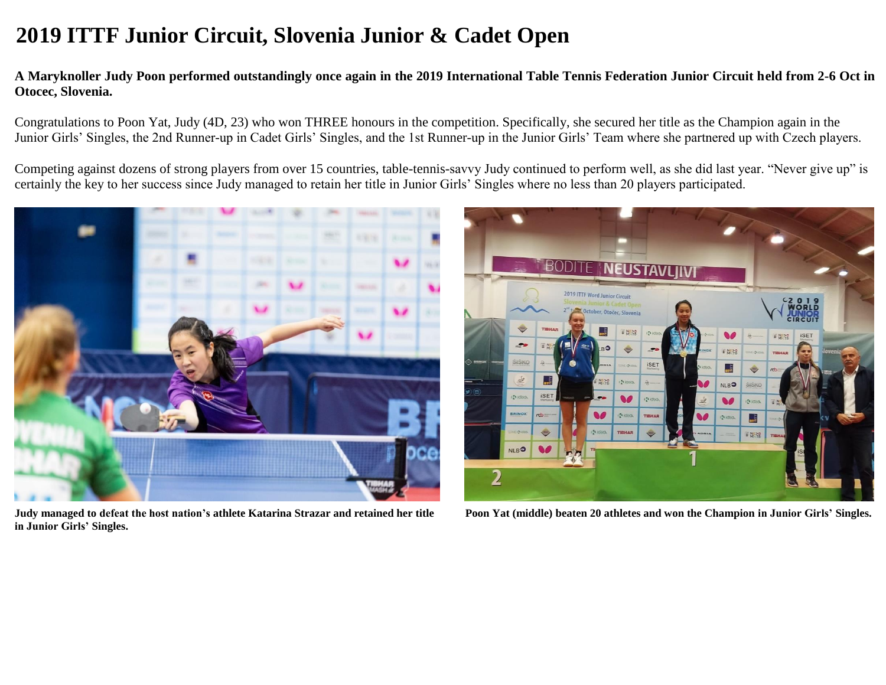# 2019 ITTF Junior Circuit, Slovenia Junior & Cadet Open

**A Maryknoller Judy Poon performed outstandingly once again in the 2019 International Table Tennis Federation Junior Circuit held from 2-6 Oct in Otocec, Slovenia.**

Congratulations to Poon Yat, Judy (4D, 23) who won THREE honours in the competition. Specifically, she secured her title as the Champion again in the Junior Girls' Singles, the 2nd Runner-up in Cadet Girls' Singles, and the 1st Runner-up in the Junior Girls' Team where she partnered up with Czech players.

Competing against dozens of strong players from over 15 countries, table-tennis-savvy Judy continued to perform well, as she did last year. "Never give up" is certainly the key to her success since Judy managed to retain her title in Junior Girls' Singles where no less than 20 players participated.

**Judy managed to defeat the host nation's athlete Katarina Strazar and retained her title in Junior Girls' Singles.**

**Poon Yat (middle) beaten 20 athletes and won the Champion in Junior Girls' Singles.**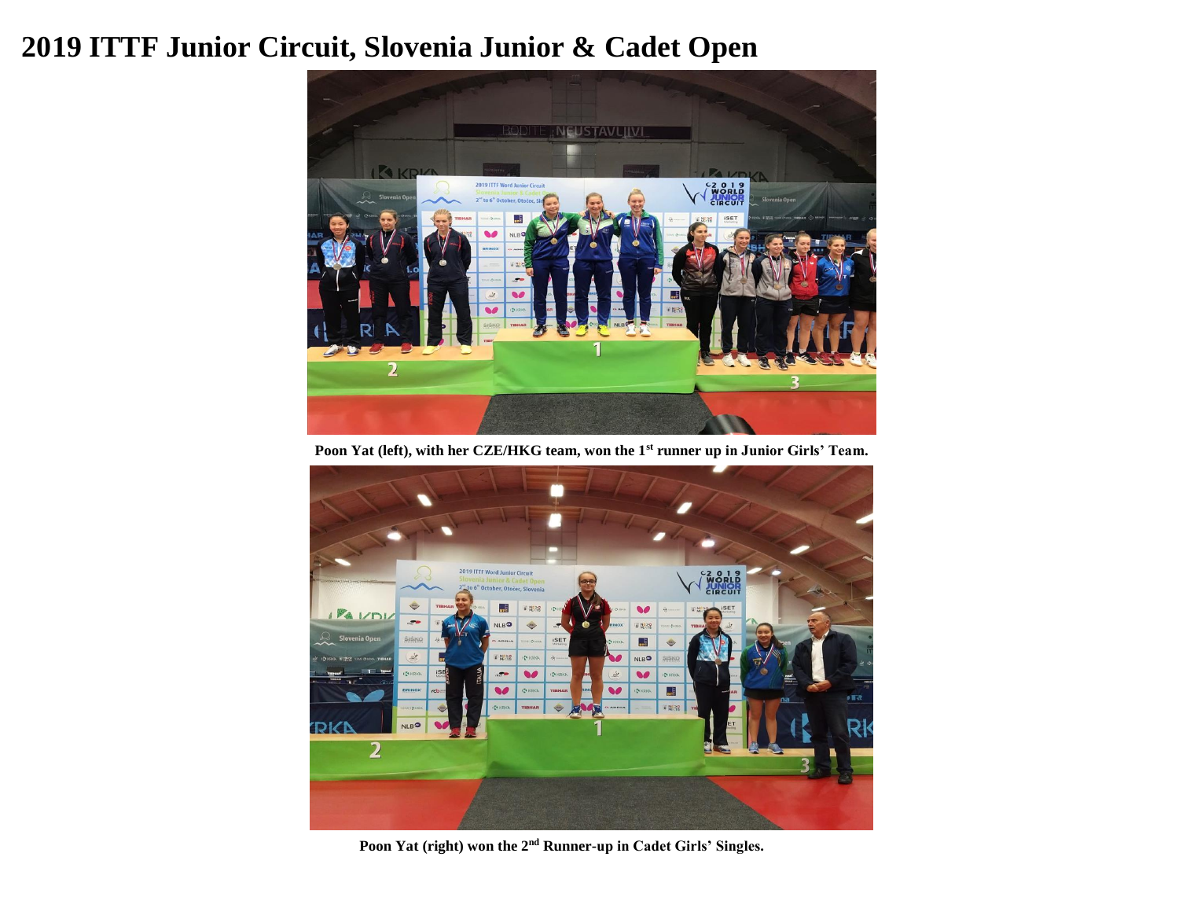# 2019 ITTF Junior Circuit, Slovenia Junior & Cadet Open

**Poon Yat (left), with her CZE/HKG team, won the 1st runner up in Junior Girls' Team.**

**Poon Yat (right) won the 2nd Runner-up in Cadet Girls' Singles.**